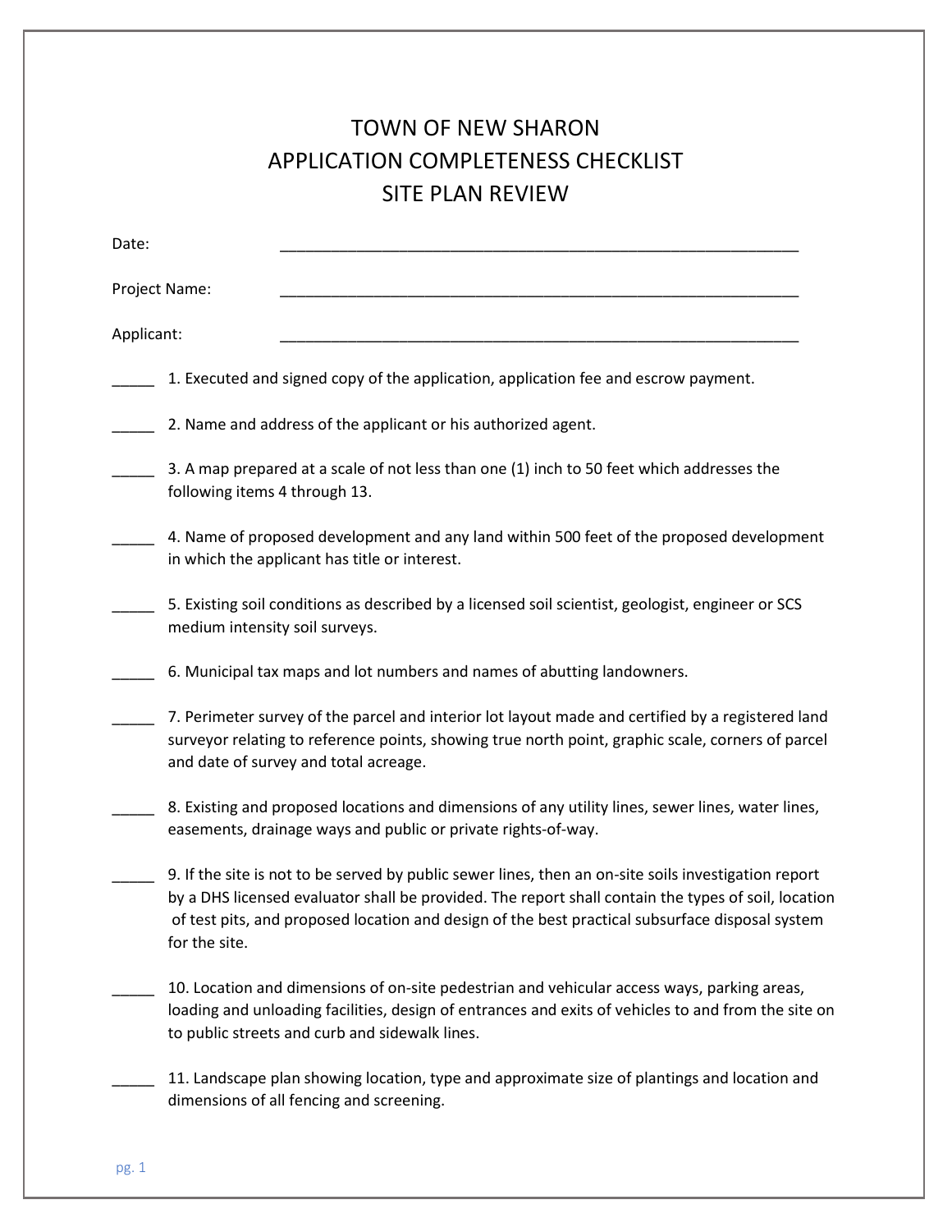# TOWN OF NEW SHARON
# APPLICATION COMPLETENESS CHECKLIST
# SITE PLAN REVIEW

Date: ____________________________________________________________

Project Name: ____________________________________________________________

Applicant: ____________________________________________________________

_____ 1. Executed and signed copy of the application, application fee and escrow payment.

_____ 2. Name and address of the applicant or his authorized agent.

_____ 3. A map prepared at a scale of not less than one (1) inch to 50 feet which addresses the following items 4 through 13.

_____ 4. Name of proposed development and any land within 500 feet of the proposed development in which the applicant has title or interest.

_____ 5. Existing soil conditions as described by a licensed soil scientist, geologist, engineer or SCS medium intensity soil surveys.

_____ 6. Municipal tax maps and lot numbers and names of abutting landowners.

_____ 7. Perimeter survey of the parcel and interior lot layout made and certified by a registered land surveyor relating to reference points, showing true north point, graphic scale, corners of parcel and date of survey and total acreage.

_____ 8. Existing and proposed locations and dimensions of any utility lines, sewer lines, water lines, easements, drainage ways and public or private rights-of-way.

_____ 9. If the site is not to be served by public sewer lines, then an on-site soils investigation report by a DHS licensed evaluator shall be provided. The report shall contain the types of soil, location of test pits, and proposed location and design of the best practical subsurface disposal system for the site.

_____ 10. Location and dimensions of on-site pedestrian and vehicular access ways, parking areas, loading and unloading facilities, design of entrances and exits of vehicles to and from the site on to public streets and curb and sidewalk lines.

_____ 11. Landscape plan showing location, type and approximate size of plantings and location and dimensions of all fencing and screening.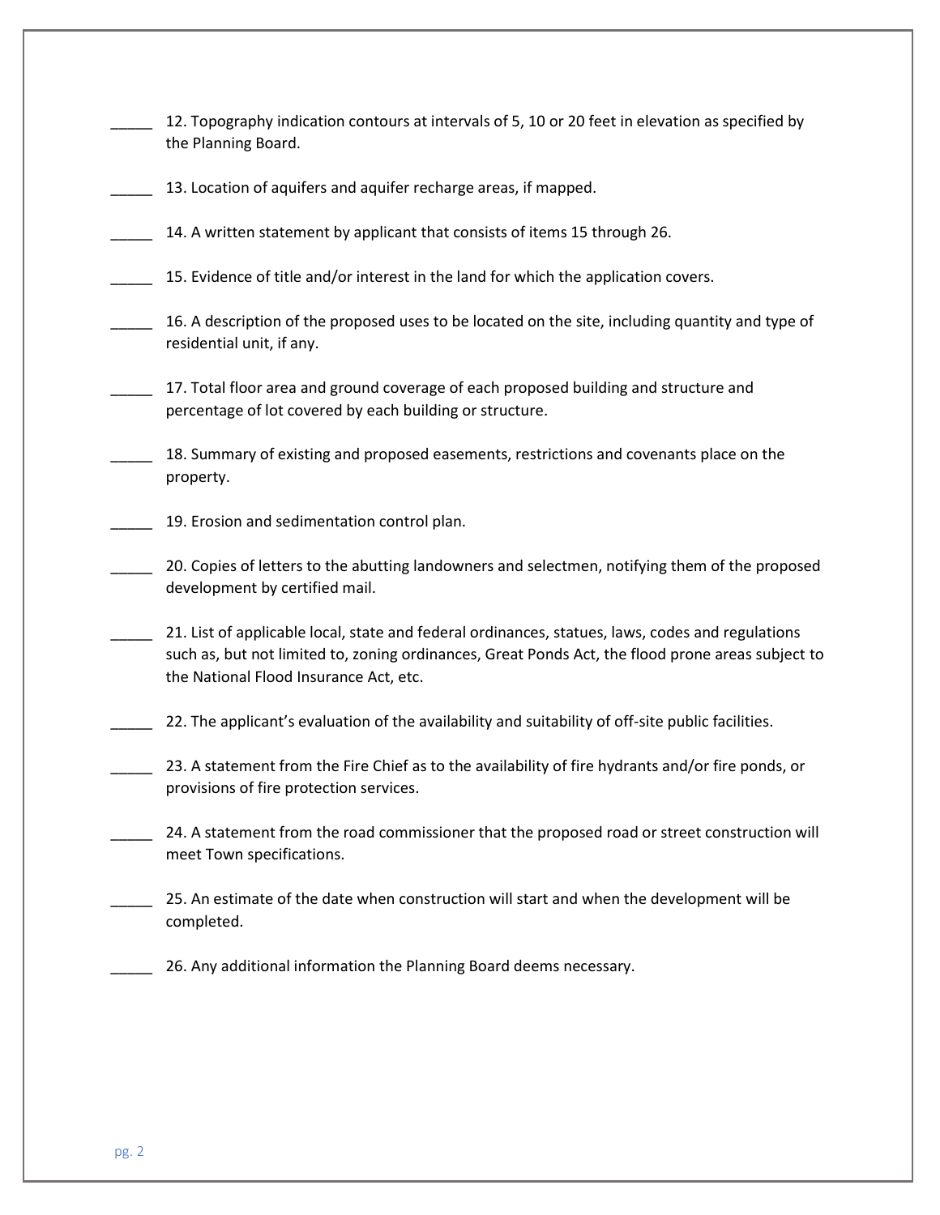_____ 12. Topography indication contours at intervals of 5, 10 or 20 feet in elevation as specified by the Planning Board.

_____ 13. Location of aquifers and aquifer recharge areas, if mapped.

_____ 14. A written statement by applicant that consists of items 15 through 26.

_____ 15. Evidence of title and/or interest in the land for which the application covers.

_____ 16. A description of the proposed uses to be located on the site, including quantity and type of residential unit, if any.

_____ 17. Total floor area and ground coverage of each proposed building and structure and percentage of lot covered by each building or structure.

_____ 18. Summary of existing and proposed easements, restrictions and covenants place on the property.

_____ 19. Erosion and sedimentation control plan.

_____ 20. Copies of letters to the abutting landowners and selectmen, notifying them of the proposed development by certified mail.

_____ 21. List of applicable local, state and federal ordinances, statues, laws, codes and regulations such as, but not limited to, zoning ordinances, Great Ponds Act, the flood prone areas subject to the National Flood Insurance Act, etc.

_____ 22. The applicant's evaluation of the availability and suitability of off-site public facilities.

_____ 23. A statement from the Fire Chief as to the availability of fire hydrants and/or fire ponds, or provisions of fire protection services.

_____ 24. A statement from the road commissioner that the proposed road or street construction will meet Town specifications.

_____ 25. An estimate of the date when construction will start and when the development will be completed.

_____ 26. Any additional information the Planning Board deems necessary.